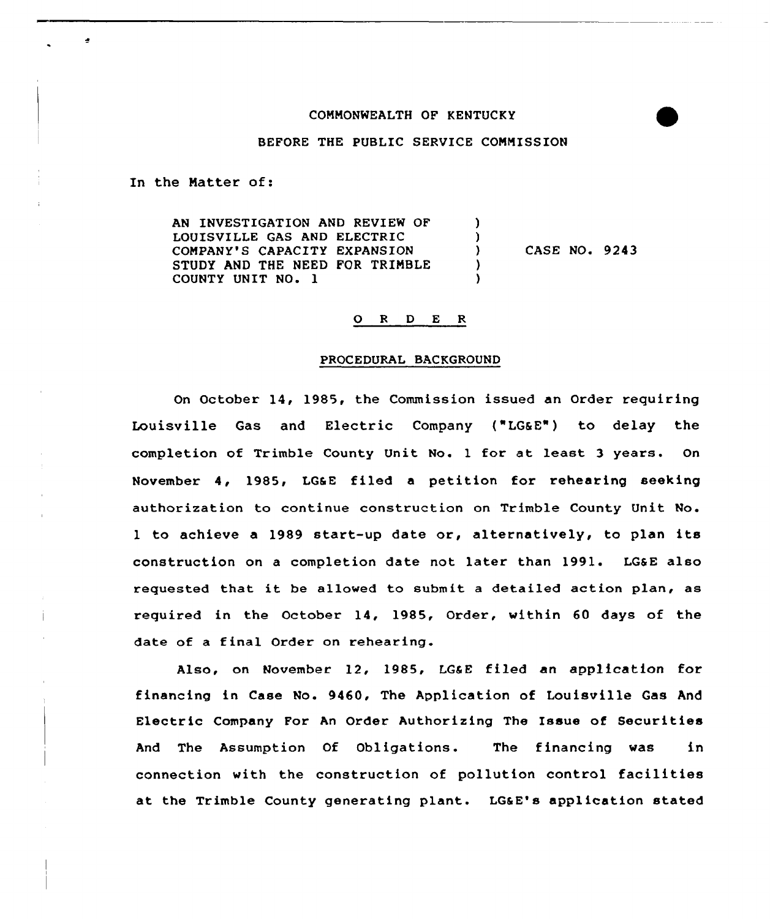COMMONWEALTH OF KENTUCKY

BEFORE THE PUBLIC SERVICE COMMISSION

In the Matter of:

| | | |
|---|---|---|
| AN INVESTIGATION AND REVIEW OF LOUISVILLE GAS AND ELECTRIC COMPANY'S CAPACITY EXPANSION STUDY AND THE NEED FOR TRIMBLE COUNTY UNIT NO. 1 | ) | CASE NO. 9243 |

## O R D E R

### PROCEDURAL BACKGROUND

On October 14, 1985, the Commission issued an Order requiring Louisville Gas and Electric Company ("LG&E") to delay the completion of Trimble County Unit No. 1 for at least 3 years. On November 4, 1985, LG&E filed a petition for rehearing seeking authorization to continue construction on Trimble County Unit No. 1 to achieve a 1989 start-up date or, alternatively, to plan its construction on a completion date not later than 1991. LG&E also requested that it be allowed to submit a detailed action plan, as required in the October 14, 1985, Order, within 60 days of the date of a final Order on rehearing.

Also, on November 12, 1985, LG&E filed an application for financing in Case No. 9460, The Application of Louisville Gas And Electric Company For An Order Authorizing The Issue of Securities And The Assumption Of Obligations. The financing was in connection with the construction of pollution control facilities at the Trimble County generating plant. LG&E's application stated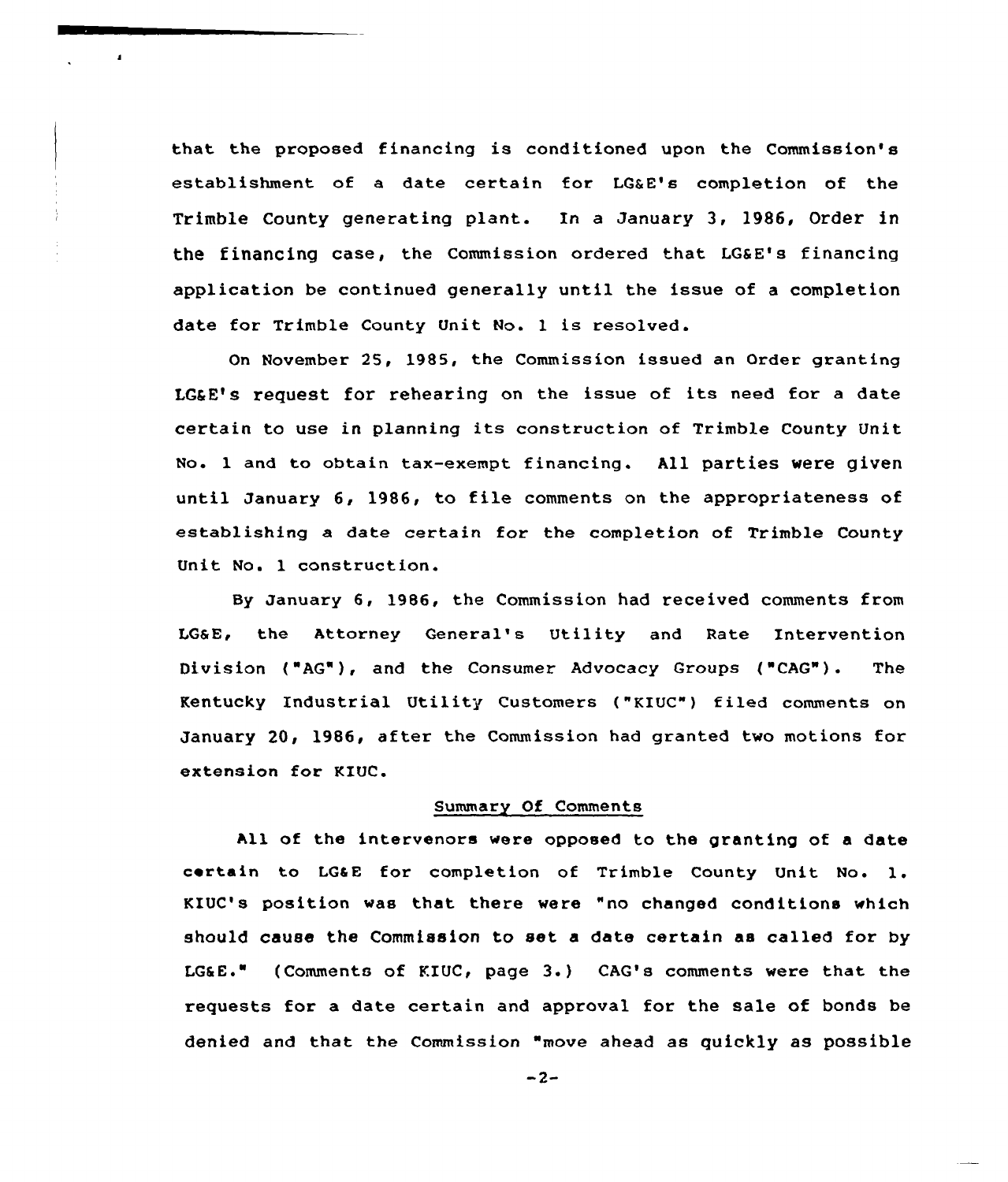that the proposed financing is conditioned upon the Commission's establishment of a date certain for LG&E's completion of the Trimble County generating plant. In a January 3, 1986, Order in the financing case, the Commission ordered that LG&E's financing application be continued generally until the issue of a completion date for Trimble County Unit No. 1 is resolved.

On November 25, 1985, the Commission issued an Order granting LG&E's request for rehearing on the issue of its need for a date certain to use in planning its construction of Trimble County Unit No. 1 and to obtain tax-exempt financing. All parties were given until January 6, 1986, to file comments on the appropriateness of establishing a date certain for the completion of Trimble County Unit No. 1 construction.

By January 6, 1986, the Commission had received comments from LG&E, the Attorney General's Utility and Rate Intervention Division ("AG"), and the Consumer Advocacy Groups ("CAG"). The Kentucky Industrial Utility Customers ("KIUC") filed comments on January 20, 1986, after the Commission had granted two motions for extension for KIUC.

## Summary Of Comments

All of the intervenors were opposed to the granting of a date certain to LG&E for completion of Trimble County Unit No. 1. KIUC's position was that there were "no changed conditions which should cause the Commission to set a date certain as called for by LG&E." (Comments of KIUC, page 3.) CAG's comments were that the requests for a date certain and approval for the sale of bonds be denied and that the Commission "move ahead as quickly as possible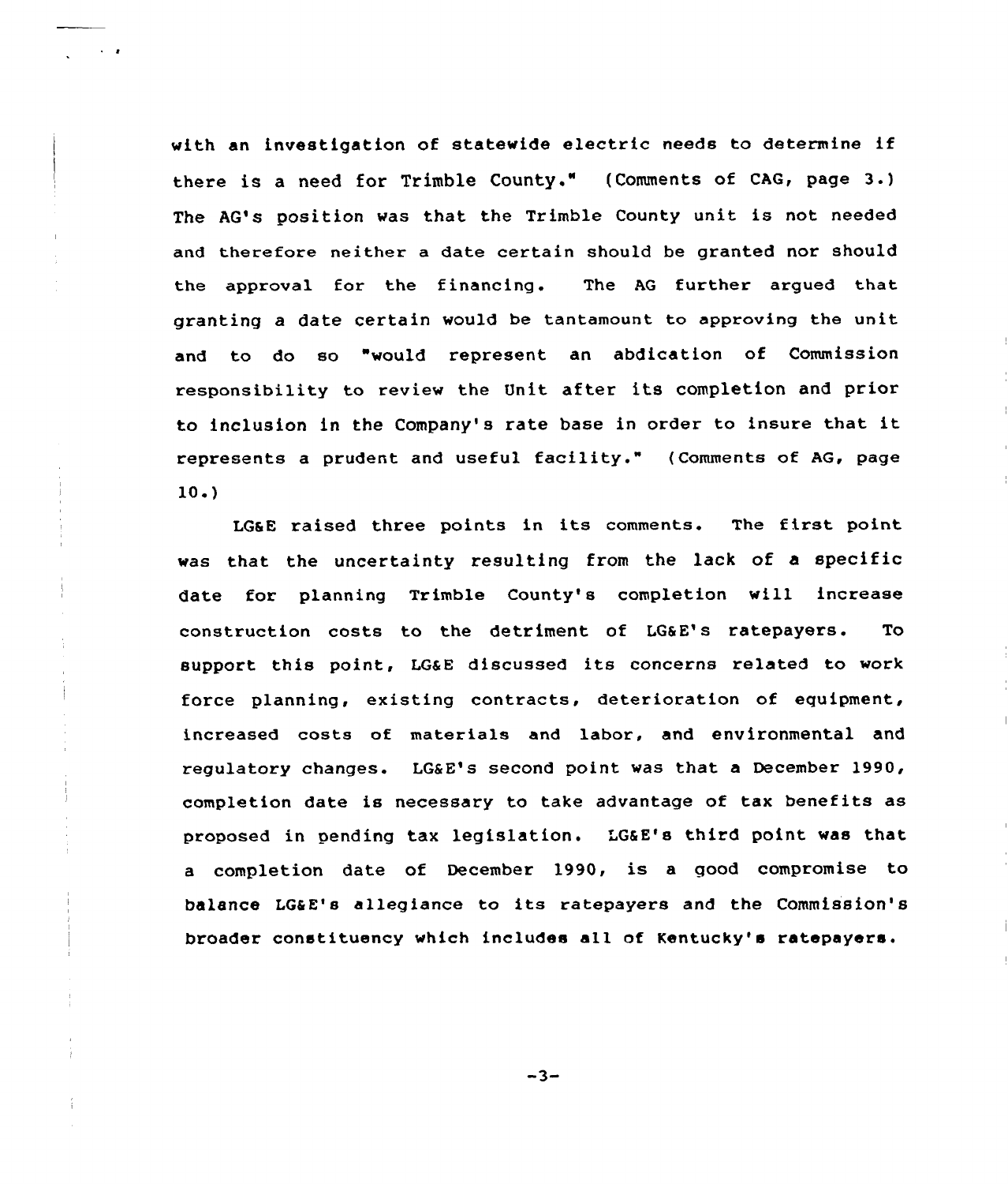with an investigation of statewide electric needs to determine if there is a need for Trimble County." (Comments of CAG, page 3.) The AG's position was that the Trimble County unit is not needed and therefore neither a date certain should be granted nor should the approval for the financing. The AG further argued that granting a date certain would be tantamount to approving the unit and to do so "would represent an abdication of Commission responsibility to review the Unit after its completion and prior to inclusion in the Company's rate base in order to insure that it represents a prudent and useful facility." (Comments of AG, page 10.)

LG&E raised three points in its comments. The first point was that the uncertainty resulting from the lack of a specific date for planning Trimble County's completion will increase construction costs to the detriment of LG&E's ratepayers. To support this point, LG&E discussed its concerns related to work force planning, existing contracts, deterioration of equipment, increased costs of materials and labor, and environmental and regulatory changes. LG&E's second point was that a December 1990, completion date is necessary to take advantage of tax benefits as proposed in pending tax legislation. LG&E's third point was that a completion date of December 1990, is a good compromise to balance LG&E's allegiance to its ratepayers and the Commission's broader constituency which includes all of Kentucky's ratepayers.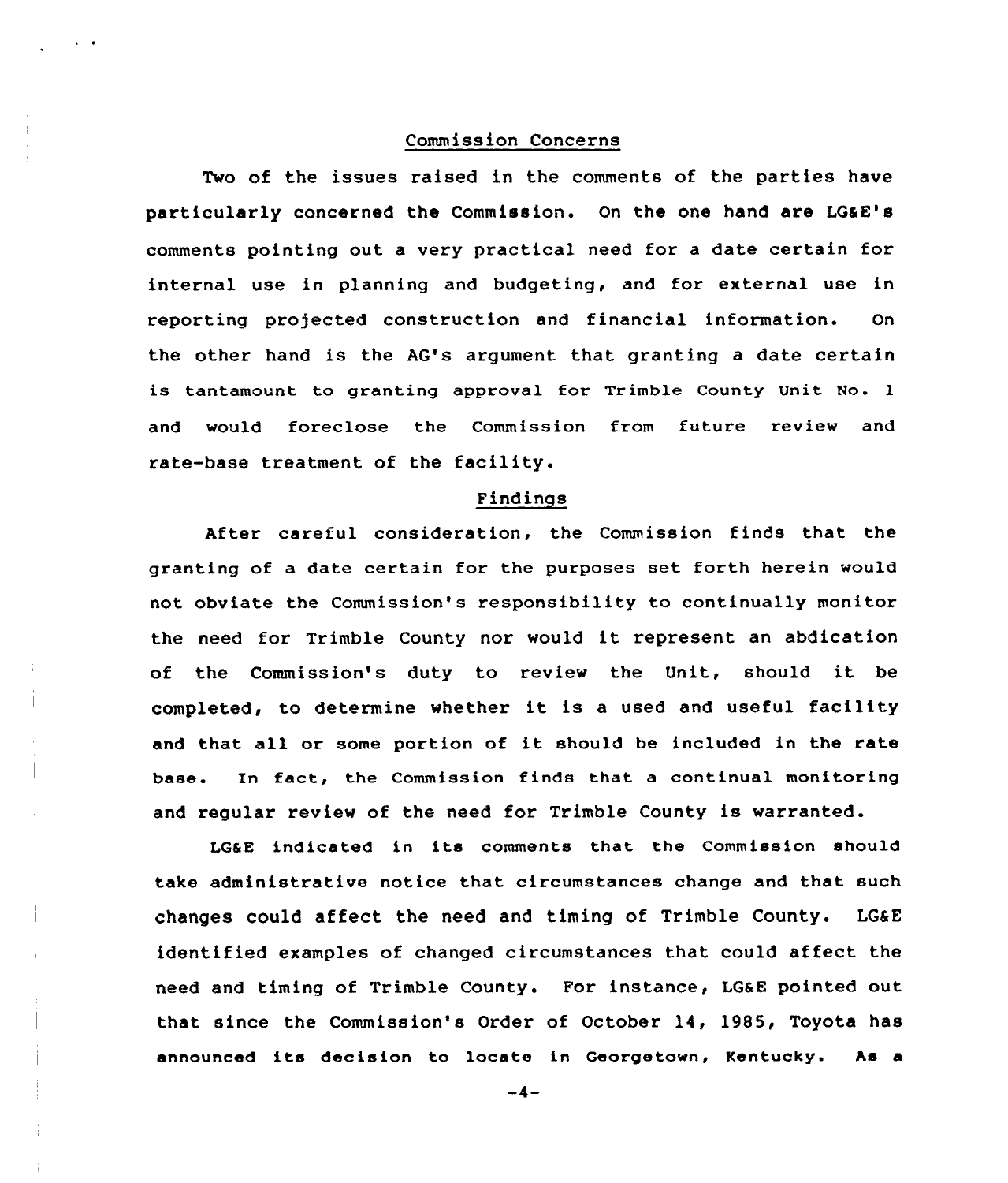## Commission Concerns

Two of the issues raised in the comments of the parties have particularly concerned the Commission. On the one hand are LG&E's comments pointing out a very practical need for a date certain for internal use in planning and budgeting, and for external use in reporting projected construction and financial information. On the other hand is the AG's argument that granting a date certain is tantamount to granting approval for Trimble County Unit No. 1 and would foreclose the Commission from future review and rate-base treatment of the facility.

## Findings

After careful consideration, the Commission finds that the granting of a date certain for the purposes set forth herein would not obviate the Commission's responsibility to continually monitor the need for Trimble County nor would it represent an abdication of the Commission's duty to review the Unit, should it be completed, to determine whether it is a used and useful facility and that all or some portion of it should be included in the rate base. In fact, the Commission finds that a continual monitoring and regular review of the need for Trimble County is warranted.

LG&E indicated in its comments that the Commission should take administrative notice that circumstances change and that such changes could affect the need and timing of Trimble County. LG&E identified examples of changed circumstances that could affect the need and timing of Trimble County. For instance, LG&E pointed out that since the Commission's Order of October 14, 1985, Toyota has announced its decision to locate in Georgetown, Kentucky. As a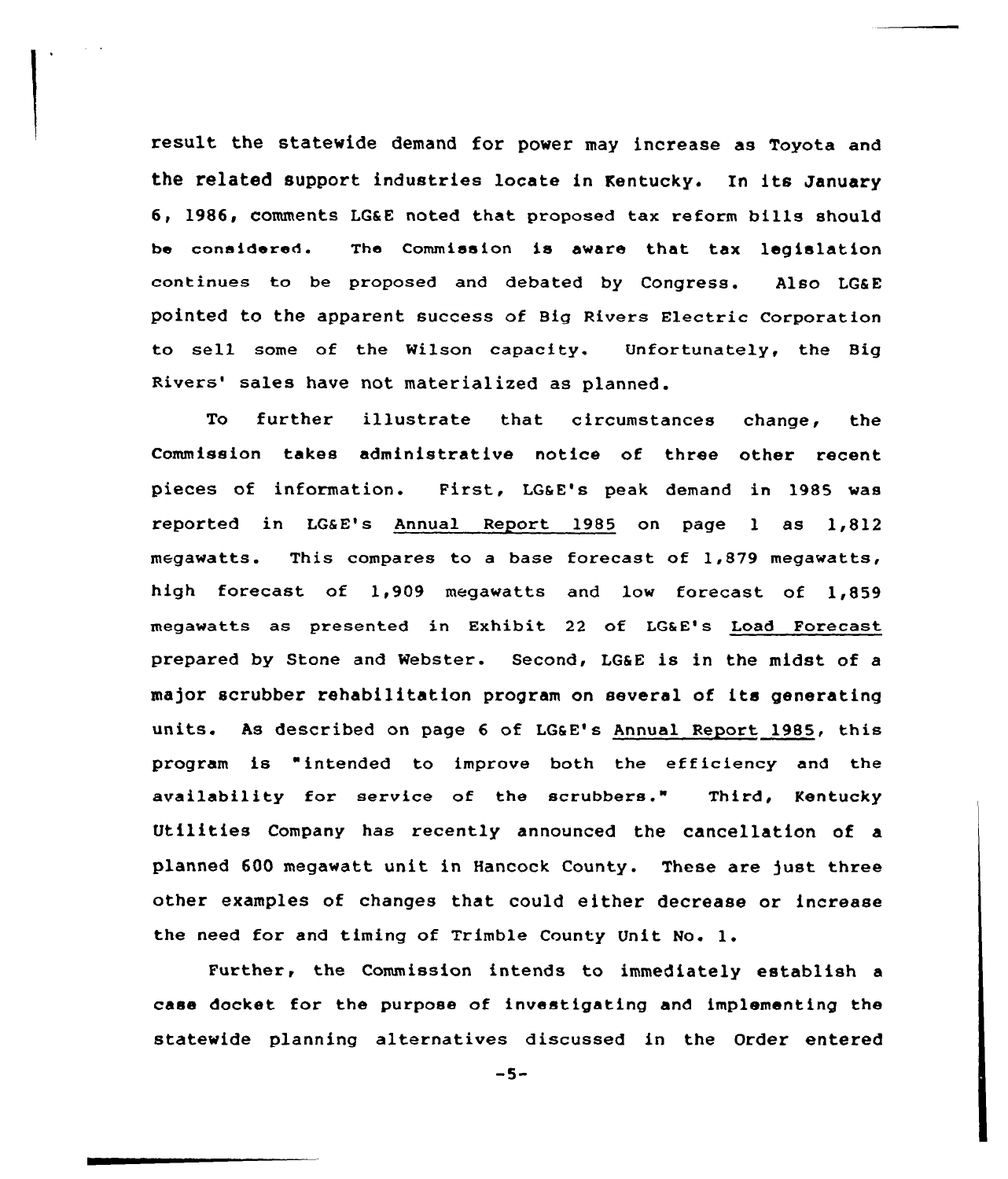result the statewide demand for power may increase as Toyota and the related support industries locate in Kentucky. In its January 6, 1986, comments LG&E noted that proposed tax reform bills should be considered. The Commission is aware that tax legislation continues to be proposed and debated by Congress. Also LG&E pointed to the apparent success of Big Rivers Electric Corporation to sell some of the Wilson capacity. Unfortunately, the Big Rivers' sales have not materialized as planned.

To further illustrate that circumstances change, the Commission takes administrative notice of three other recent pieces of information. First, LG&E's peak demand in 1985 was reported in LG&E's Annual Report 1985 on page 1 as 1,812 megawatts. This compares to a base forecast of 1,879 megawatts, high forecast of 1,909 megawatts and low forecast of 1,859 megawatts as presented in Exhibit 22 of LG&E's Load Forecast prepared by Stone and Webster. Second, LG&E is in the midst of a major scrubber rehabilitation program on several of its generating units. As described on page 6 of LG&E's Annual Report 1985, this program is "intended to improve both the efficiency and the availability for service of the scrubbers." Third, Kentucky Utilities Company has recently announced the cancellation of a planned 600 megawatt unit in Hancock County. These are just three other examples of changes that could either decrease or increase the need for and timing of Trimble County Unit No. 1.

Further, the Commission intends to immediately establish a case docket for the purpose of investigating and implementing the statewide planning alternatives discussed in the Order entered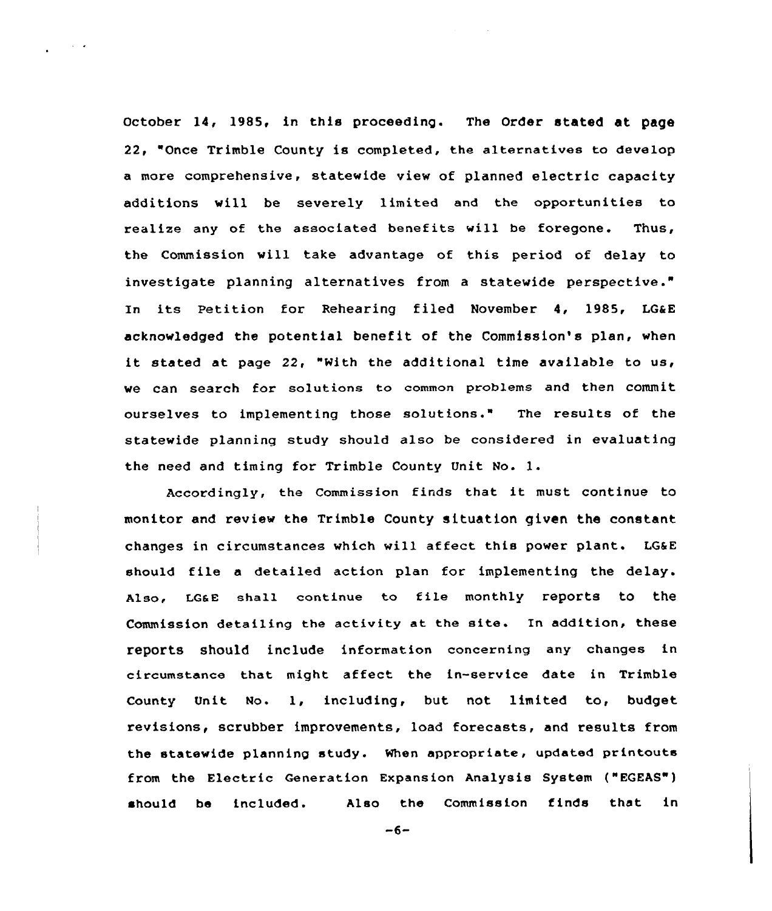October 14, 1985, in this proceeding. The Order stated at page 22, "Once Trimble County is completed, the alternatives to develop a more comprehensive, statewide view of planned electric capacity additions will be severely limited and the opportunities to realize any of the associated benefits will be foregone. Thus, the Commission will take advantage of this period of delay to investigate planning alternatives from a statewide perspective." In its Petition for Rehearing filed November 4, 1985, LG&E acknowledged the potential benefit of the Commission's plan, when it stated at page 22, "With the additional time available to us, we can search for solutions to common problems and then commit ourselves to implementing those solutions." The results of the statewide planning study should also be considered in evaluating the need and timing for Trimble County Unit No. 1.

Accordingly, the Commission finds that it must continue to monitor and review the Trimble County situation given the constant changes in circumstances which will affect this power plant. LG&E should file a detailed action plan for implementing the delay. Also, LG&E shall continue to file monthly reports to the Commission detailing the activity at the site. In addition, these reports should include information concerning any changes in circumstance that might affect the in-service date in Trimble County Unit No. 1, including, but not limited to, budget revisions, scrubber improvements, load forecasts, and results from the statewide planning study. When appropriate, updated printouts from the Electric Generation Expansion Analysis System ("EGEAS") should be included. Also the Commission finds that in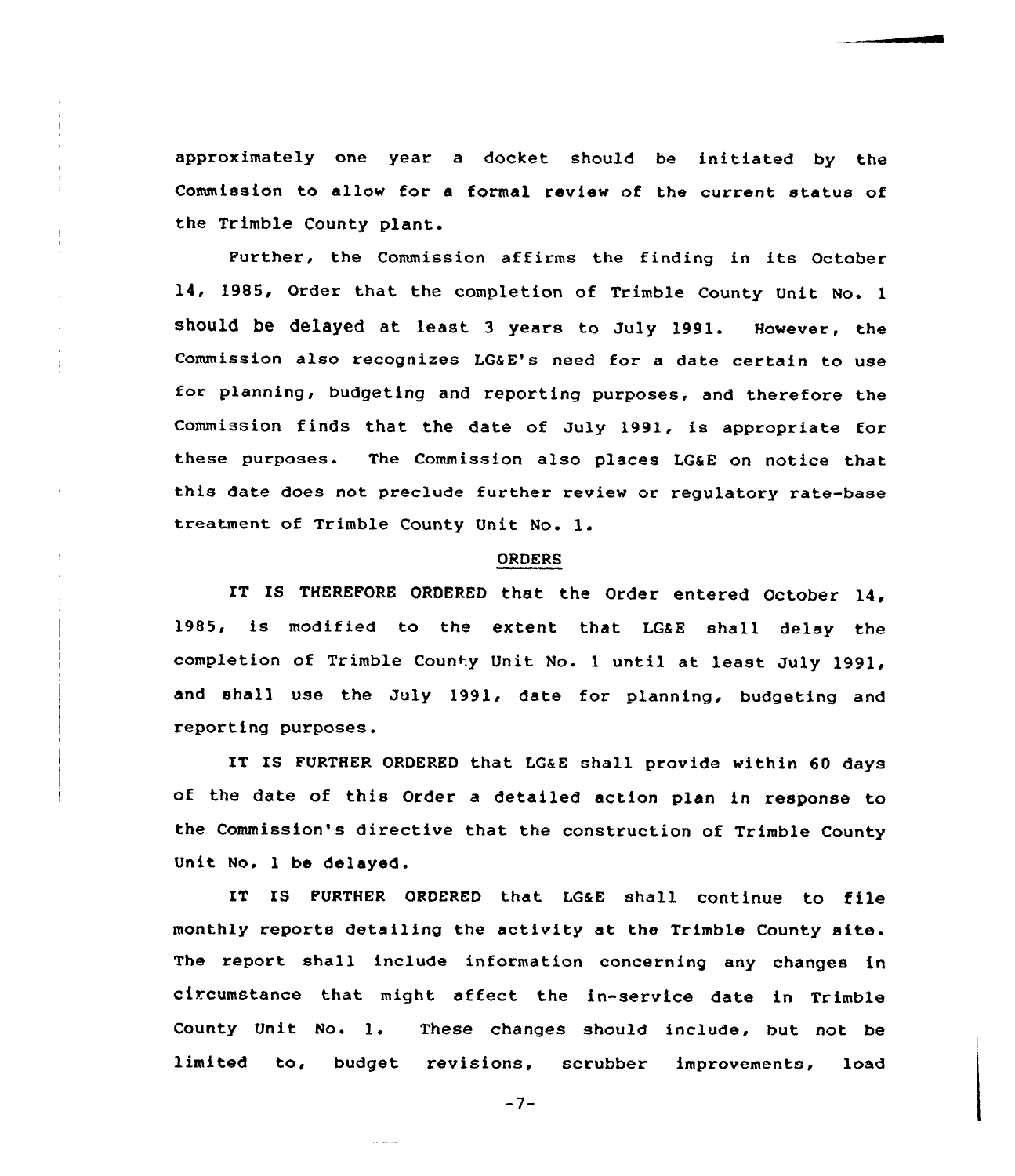approximately one year a docket should be initiated by the Commission to allow for a formal review of the current status of the Trimble County plant.

Further, the Commission affirms the finding in its October 14, 1985, Order that the completion of Trimble County Unit No. 1 should be delayed at least 3 years to July 1991. However, the Commission also recognizes LG&E's need for a date certain to use for planning, budgeting and reporting purposes, and therefore the Commission finds that the date of July 1991, is appropriate for these purposes. The Commission also places LG&E on notice that this date does not preclude further review or regulatory rate-base treatment of Trimble County Unit No. 1.

## ORDERS

IT IS THEREFORE ORDERED that the Order entered October 14, 1985, is modified to the extent that LG&E shall delay the completion of Trimble County Unit No. 1 until at least July 1991, and shall use the July 1991, date for planning, budgeting and reporting purposes.

IT IS FURTHER ORDERED that LG&E shall provide within 60 days of the date of this Order a detailed action plan in response to the Commission's directive that the construction of Trimble County Unit No. 1 be delayed.

IT IS FURTHER ORDERED that LG&E shall continue to file monthly reports detailing the activity at the Trimble County site. The report shall include information concerning any changes in circumstance that might affect the in-service date in Trimble County Unit No. 1. These changes should include, but not be limited to, budget revisions, scrubber improvements, load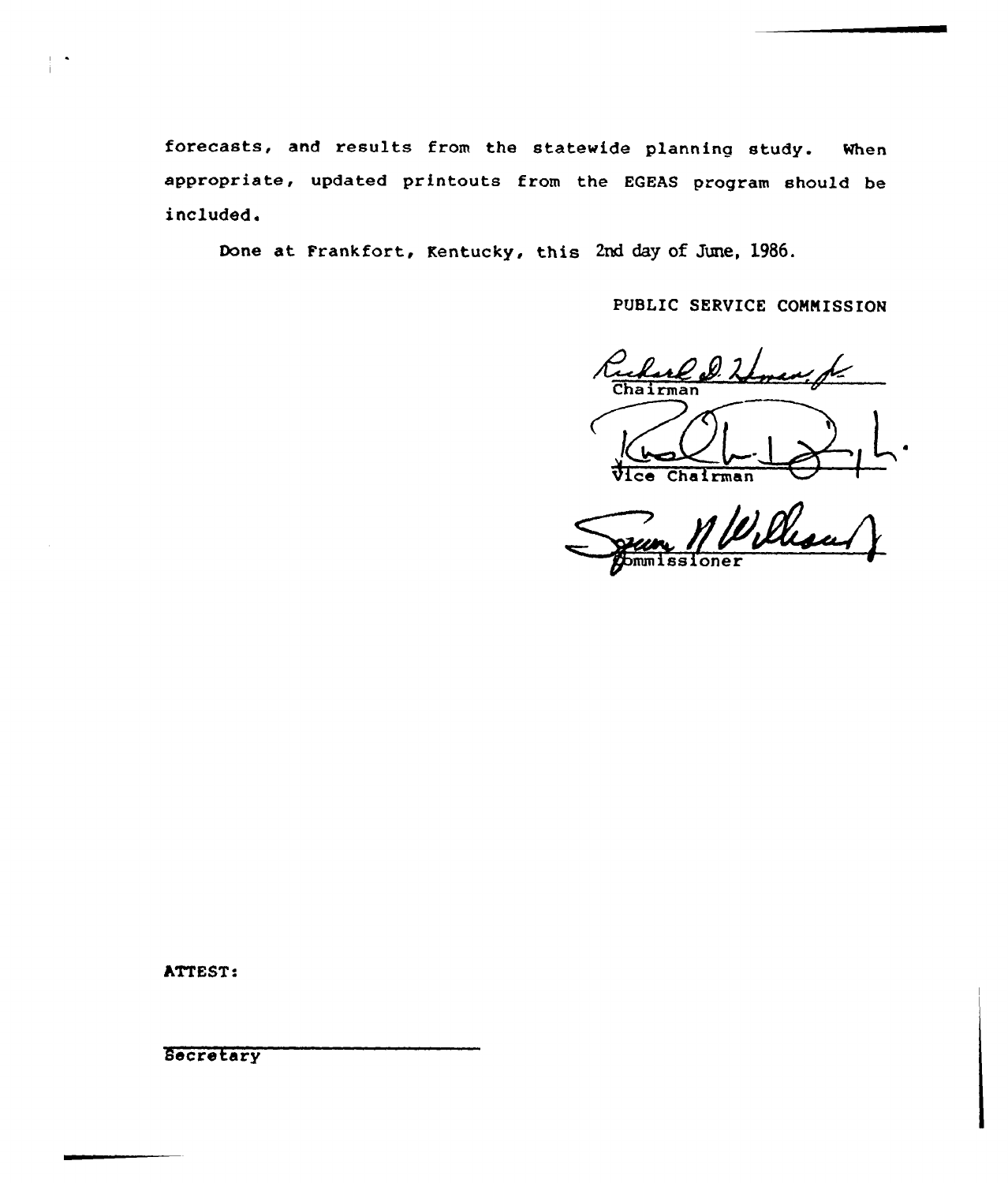forecasts, and results from the statewide planning study. When appropriate, updated printouts from the EGEAS program should be included.

Done at Frankfort, Kentucky, this 2nd day of June, 1986.

PUBLIC SERVICE COMMISSION

Chairman

Vice Chairman

Commissioner

ATTEST:

Secretary